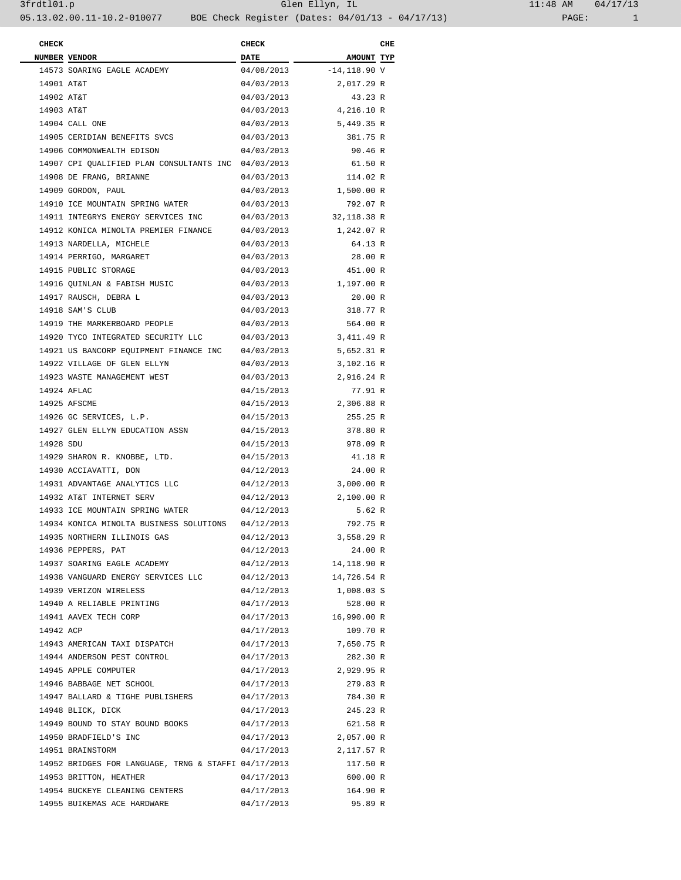3frdtl01.p Glen Ellyn, IL 11:48 AM 04/17/13

05.13.02.00.11-10.2-010077 BOE Check Register (Dates: 04/01/13 - 04/17/13)

| CHECK NUMBER | VENDOR | CHECK DATE | AMOUNT | CHE TYP |
|---|---|---|---|---|
| 14573 | SOARING EAGLE ACADEMY | 04/08/2013 | -14,118.90 | V |
| 14901 | AT&T | 04/03/2013 | 2,017.29 | R |
| 14902 | AT&T | 04/03/2013 | 43.23 | R |
| 14903 | AT&T | 04/03/2013 | 4,216.10 | R |
| 14904 | CALL ONE | 04/03/2013 | 5,449.35 | R |
| 14905 | CERIDIAN BENEFITS SVCS | 04/03/2013 | 381.75 | R |
| 14906 | COMMONWEALTH EDISON | 04/03/2013 | 90.46 | R |
| 14907 | CPI QUALIFIED PLAN CONSULTANTS INC | 04/03/2013 | 61.50 | R |
| 14908 | DE FRANG, BRIANNE | 04/03/2013 | 114.02 | R |
| 14909 | GORDON, PAUL | 04/03/2013 | 1,500.00 | R |
| 14910 | ICE MOUNTAIN SPRING WATER | 04/03/2013 | 792.07 | R |
| 14911 | INTEGRYS ENERGY SERVICES INC | 04/03/2013 | 32,118.38 | R |
| 14912 | KONICA MINOLTA PREMIER FINANCE | 04/03/2013 | 1,242.07 | R |
| 14913 | NARDELLA, MICHELE | 04/03/2013 | 64.13 | R |
| 14914 | PERRIGO, MARGARET | 04/03/2013 | 28.00 | R |
| 14915 | PUBLIC STORAGE | 04/03/2013 | 451.00 | R |
| 14916 | QUINLAN & FABISH MUSIC | 04/03/2013 | 1,197.00 | R |
| 14917 | RAUSCH, DEBRA L | 04/03/2013 | 20.00 | R |
| 14918 | SAM'S CLUB | 04/03/2013 | 318.77 | R |
| 14919 | THE MARKERBOARD PEOPLE | 04/03/2013 | 564.00 | R |
| 14920 | TYCO INTEGRATED SECURITY LLC | 04/03/2013 | 3,411.49 | R |
| 14921 | US BANCORP EQUIPMENT FINANCE INC | 04/03/2013 | 5,652.31 | R |
| 14922 | VILLAGE OF GLEN ELLYN | 04/03/2013 | 3,102.16 | R |
| 14923 | WASTE MANAGEMENT WEST | 04/03/2013 | 2,916.24 | R |
| 14924 | AFLAC | 04/15/2013 | 77.91 | R |
| 14925 | AFSCME | 04/15/2013 | 2,306.88 | R |
| 14926 | GC SERVICES, L.P. | 04/15/2013 | 255.25 | R |
| 14927 | GLEN ELLYN EDUCATION ASSN | 04/15/2013 | 378.80 | R |
| 14928 | SDU | 04/15/2013 | 978.09 | R |
| 14929 | SHARON R. KNOBBE, LTD. | 04/15/2013 | 41.18 | R |
| 14930 | ACCIAVATTI, DON | 04/12/2013 | 24.00 | R |
| 14931 | ADVANTAGE ANALYTICS LLC | 04/12/2013 | 3,000.00 | R |
| 14932 | AT&T INTERNET SERV | 04/12/2013 | 2,100.00 | R |
| 14933 | ICE MOUNTAIN SPRING WATER | 04/12/2013 | 5.62 | R |
| 14934 | KONICA MINOLTA BUSINESS SOLUTIONS | 04/12/2013 | 792.75 | R |
| 14935 | NORTHERN ILLINOIS GAS | 04/12/2013 | 3,558.29 | R |
| 14936 | PEPPERS, PAT | 04/12/2013 | 24.00 | R |
| 14937 | SOARING EAGLE ACADEMY | 04/12/2013 | 14,118.90 | R |
| 14938 | VANGUARD ENERGY SERVICES LLC | 04/12/2013 | 14,726.54 | R |
| 14939 | VERIZON WIRELESS | 04/12/2013 | 1,008.03 | S |
| 14940 | A RELIABLE PRINTING | 04/17/2013 | 528.00 | R |
| 14941 | AAVEX TECH CORP | 04/17/2013 | 16,990.00 | R |
| 14942 | ACP | 04/17/2013 | 109.70 | R |
| 14943 | AMERICAN TAXI DISPATCH | 04/17/2013 | 7,650.75 | R |
| 14944 | ANDERSON PEST CONTROL | 04/17/2013 | 282.30 | R |
| 14945 | APPLE COMPUTER | 04/17/2013 | 2,929.95 | R |
| 14946 | BABBAGE NET SCHOOL | 04/17/2013 | 279.83 | R |
| 14947 | BALLARD & TIGHE PUBLISHERS | 04/17/2013 | 784.30 | R |
| 14948 | BLICK, DICK | 04/17/2013 | 245.23 | R |
| 14949 | BOUND TO STAY BOUND BOOKS | 04/17/2013 | 621.58 | R |
| 14950 | BRADFIELD'S INC | 04/17/2013 | 2,057.00 | R |
| 14951 | BRAINSTORM | 04/17/2013 | 2,117.57 | R |
| 14952 | BRIDGES FOR LANGUAGE, TRNG & STAFFI | 04/17/2013 | 117.50 | R |
| 14953 | BRITTON, HEATHER | 04/17/2013 | 600.00 | R |
| 14954 | BUCKEYE CLEANING CENTERS | 04/17/2013 | 164.90 | R |
| 14955 | BUIKEMAS ACE HARDWARE | 04/17/2013 | 95.89 | R |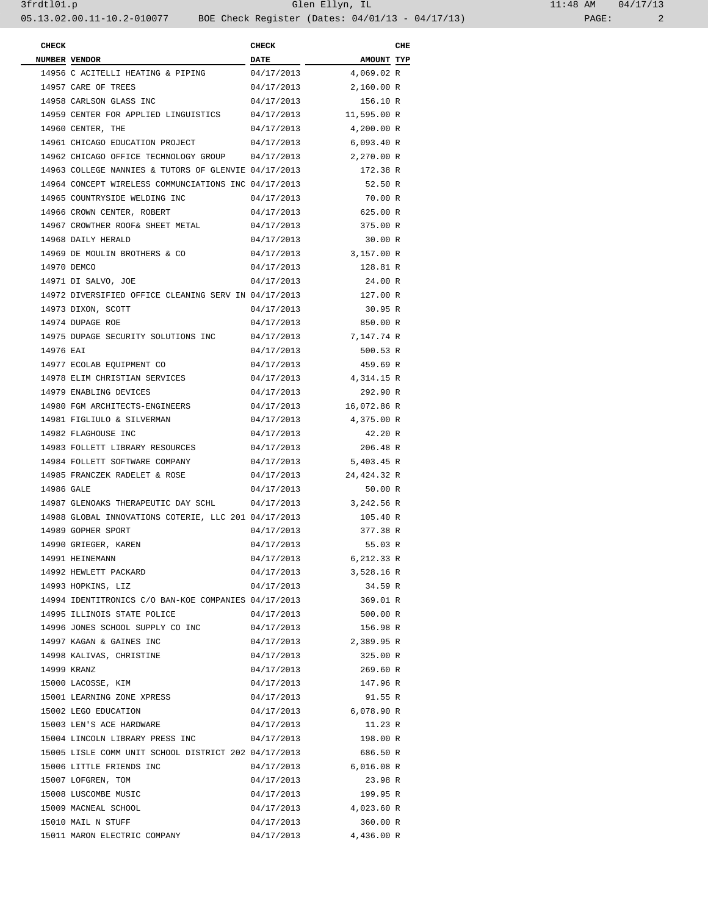| CHECK NUMBER | VENDOR | CHECK DATE | AMOUNT | CHE TYP |
|---|---|---|---|---|
| 14956 | C ACITELLI HEATING & PIPING | 04/17/2013 | 4,069.02 | R |
| 14957 | CARE OF TREES | 04/17/2013 | 2,160.00 | R |
| 14958 | CARLSON GLASS INC | 04/17/2013 | 156.10 | R |
| 14959 | CENTER FOR APPLIED LINGUISTICS | 04/17/2013 | 11,595.00 | R |
| 14960 | CENTER, THE | 04/17/2013 | 4,200.00 | R |
| 14961 | CHICAGO EDUCATION PROJECT | 04/17/2013 | 6,093.40 | R |
| 14962 | CHICAGO OFFICE TECHNOLOGY GROUP | 04/17/2013 | 2,270.00 | R |
| 14963 | COLLEGE NANNIES & TUTORS OF GLENVIE | 04/17/2013 | 172.38 | R |
| 14964 | CONCEPT WIRELESS COMMUNCIATIONS INC | 04/17/2013 | 52.50 | R |
| 14965 | COUNTRYSIDE WELDING INC | 04/17/2013 | 70.00 | R |
| 14966 | CROWN CENTER, ROBERT | 04/17/2013 | 625.00 | R |
| 14967 | CROWTHER ROOF& SHEET METAL | 04/17/2013 | 375.00 | R |
| 14968 | DAILY HERALD | 04/17/2013 | 30.00 | R |
| 14969 | DE MOULIN BROTHERS & CO | 04/17/2013 | 3,157.00 | R |
| 14970 | DEMCO | 04/17/2013 | 128.81 | R |
| 14971 | DI SALVO, JOE | 04/17/2013 | 24.00 | R |
| 14972 | DIVERSIFIED OFFICE CLEANING SERV IN | 04/17/2013 | 127.00 | R |
| 14973 | DIXON, SCOTT | 04/17/2013 | 30.95 | R |
| 14974 | DUPAGE ROE | 04/17/2013 | 850.00 | R |
| 14975 | DUPAGE SECURITY SOLUTIONS INC | 04/17/2013 | 7,147.74 | R |
| 14976 | EAI | 04/17/2013 | 500.53 | R |
| 14977 | ECOLAB EQUIPMENT CO | 04/17/2013 | 459.69 | R |
| 14978 | ELIM CHRISTIAN SERVICES | 04/17/2013 | 4,314.15 | R |
| 14979 | ENABLING DEVICES | 04/17/2013 | 292.90 | R |
| 14980 | FGM ARCHITECTS-ENGINEERS | 04/17/2013 | 16,072.86 | R |
| 14981 | FIGLIULO & SILVERMAN | 04/17/2013 | 4,375.00 | R |
| 14982 | FLAGHOUSE INC | 04/17/2013 | 42.20 | R |
| 14983 | FOLLETT LIBRARY RESOURCES | 04/17/2013 | 206.48 | R |
| 14984 | FOLLETT SOFTWARE COMPANY | 04/17/2013 | 5,403.45 | R |
| 14985 | FRANCZEK RADELET & ROSE | 04/17/2013 | 24,424.32 | R |
| 14986 | GALE | 04/17/2013 | 50.00 | R |
| 14987 | GLENOAKS THERAPEUTIC DAY SCHL | 04/17/2013 | 3,242.56 | R |
| 14988 | GLOBAL INNOVATIONS COTERIE, LLC 201 | 04/17/2013 | 105.40 | R |
| 14989 | GOPHER SPORT | 04/17/2013 | 377.38 | R |
| 14990 | GRIEGER, KAREN | 04/17/2013 | 55.03 | R |
| 14991 | HEINEMANN | 04/17/2013 | 6,212.33 | R |
| 14992 | HEWLETT PACKARD | 04/17/2013 | 3,528.16 | R |
| 14993 | HOPKINS, LIZ | 04/17/2013 | 34.59 | R |
| 14994 | IDENTITRONICS C/O BAN-KOE COMPANIES | 04/17/2013 | 369.01 | R |
| 14995 | ILLINOIS STATE POLICE | 04/17/2013 | 500.00 | R |
| 14996 | JONES SCHOOL SUPPLY CO INC | 04/17/2013 | 156.98 | R |
| 14997 | KAGAN & GAINES INC | 04/17/2013 | 2,389.95 | R |
| 14998 | KALIVAS, CHRISTINE | 04/17/2013 | 325.00 | R |
| 14999 | KRANZ | 04/17/2013 | 269.60 | R |
| 15000 | LACOSSE, KIM | 04/17/2013 | 147.96 | R |
| 15001 | LEARNING ZONE XPRESS | 04/17/2013 | 91.55 | R |
| 15002 | LEGO EDUCATION | 04/17/2013 | 6,078.90 | R |
| 15003 | LEN'S ACE HARDWARE | 04/17/2013 | 11.23 | R |
| 15004 | LINCOLN LIBRARY PRESS INC | 04/17/2013 | 198.00 | R |
| 15005 | LISLE COMM UNIT SCHOOL DISTRICT 202 | 04/17/2013 | 686.50 | R |
| 15006 | LITTLE FRIENDS INC | 04/17/2013 | 6,016.08 | R |
| 15007 | LOFGREN, TOM | 04/17/2013 | 23.98 | R |
| 15008 | LUSCOMBE MUSIC | 04/17/2013 | 199.95 | R |
| 15009 | MACNEAL SCHOOL | 04/17/2013 | 4,023.60 | R |
| 15010 | MAIL N STUFF | 04/17/2013 | 360.00 | R |
| 15011 | MARON ELECTRIC COMPANY | 04/17/2013 | 4,436.00 | R |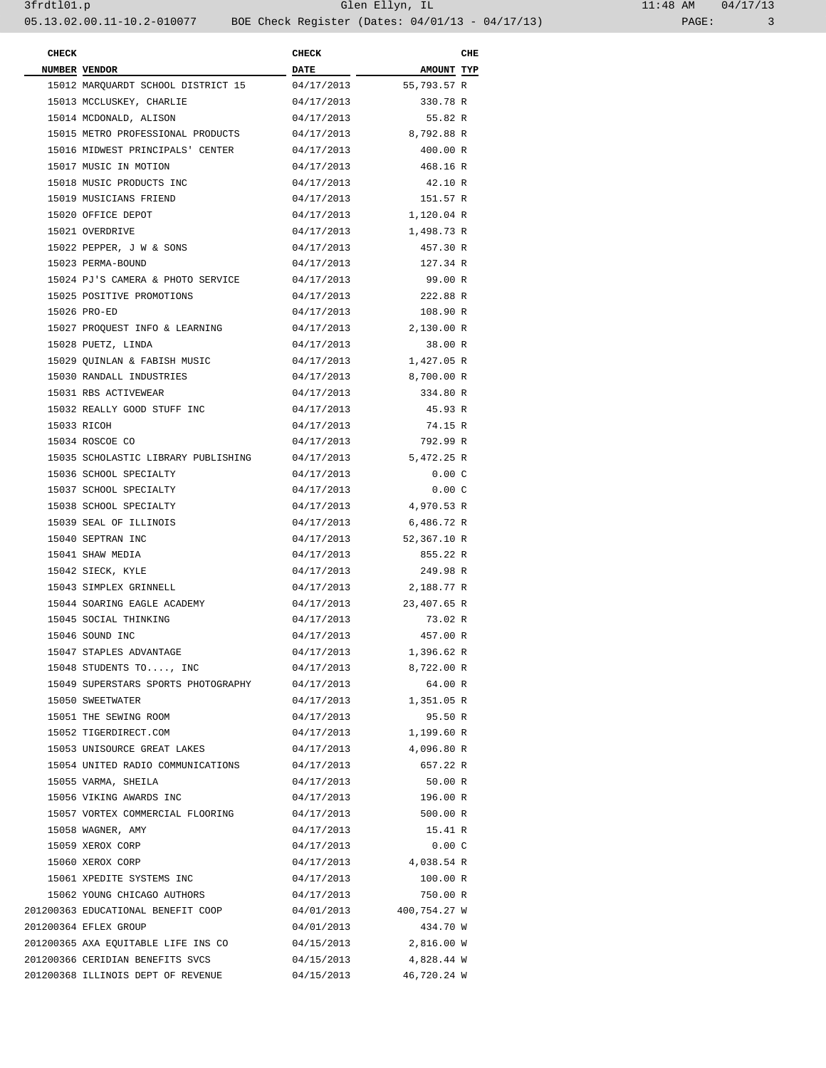| CHECK NUMBER | VENDOR | CHECK DATE | AMOUNT | CHE TYP |
|---|---|---|---|---|
| 15012 | MARQUARDT SCHOOL DISTRICT 15 | 04/17/2013 | 55,793.57 | R |
| 15013 | MCCLUSKEY, CHARLIE | 04/17/2013 | 330.78 | R |
| 15014 | MCDONALD, ALISON | 04/17/2013 | 55.82 | R |
| 15015 | METRO PROFESSIONAL PRODUCTS | 04/17/2013 | 8,792.88 | R |
| 15016 | MIDWEST PRINCIPALS' CENTER | 04/17/2013 | 400.00 | R |
| 15017 | MUSIC IN MOTION | 04/17/2013 | 468.16 | R |
| 15018 | MUSIC PRODUCTS INC | 04/17/2013 | 42.10 | R |
| 15019 | MUSICIANS FRIEND | 04/17/2013 | 151.57 | R |
| 15020 | OFFICE DEPOT | 04/17/2013 | 1,120.04 | R |
| 15021 | OVERDRIVE | 04/17/2013 | 1,498.73 | R |
| 15022 | PEPPER, J W & SONS | 04/17/2013 | 457.30 | R |
| 15023 | PERMA-BOUND | 04/17/2013 | 127.34 | R |
| 15024 | PJ'S CAMERA & PHOTO SERVICE | 04/17/2013 | 99.00 | R |
| 15025 | POSITIVE PROMOTIONS | 04/17/2013 | 222.88 | R |
| 15026 | PRO-ED | 04/17/2013 | 108.90 | R |
| 15027 | PROQUEST INFO & LEARNING | 04/17/2013 | 2,130.00 | R |
| 15028 | PUETZ, LINDA | 04/17/2013 | 38.00 | R |
| 15029 | QUINLAN & FABISH MUSIC | 04/17/2013 | 1,427.05 | R |
| 15030 | RANDALL INDUSTRIES | 04/17/2013 | 8,700.00 | R |
| 15031 | RBS ACTIVEWEAR | 04/17/2013 | 334.80 | R |
| 15032 | REALLY GOOD STUFF INC | 04/17/2013 | 45.93 | R |
| 15033 | RICOH | 04/17/2013 | 74.15 | R |
| 15034 | ROSCOE CO | 04/17/2013 | 792.99 | R |
| 15035 | SCHOLASTIC LIBRARY PUBLISHING | 04/17/2013 | 5,472.25 | R |
| 15036 | SCHOOL SPECIALTY | 04/17/2013 | 0.00 | C |
| 15037 | SCHOOL SPECIALTY | 04/17/2013 | 0.00 | C |
| 15038 | SCHOOL SPECIALTY | 04/17/2013 | 4,970.53 | R |
| 15039 | SEAL OF ILLINOIS | 04/17/2013 | 6,486.72 | R |
| 15040 | SEPTRAN INC | 04/17/2013 | 52,367.10 | R |
| 15041 | SHAW MEDIA | 04/17/2013 | 855.22 | R |
| 15042 | SIECK, KYLE | 04/17/2013 | 249.98 | R |
| 15043 | SIMPLEX GRINNELL | 04/17/2013 | 2,188.77 | R |
| 15044 | SOARING EAGLE ACADEMY | 04/17/2013 | 23,407.65 | R |
| 15045 | SOCIAL THINKING | 04/17/2013 | 73.02 | R |
| 15046 | SOUND INC | 04/17/2013 | 457.00 | R |
| 15047 | STAPLES ADVANTAGE | 04/17/2013 | 1,396.62 | R |
| 15048 | STUDENTS TO...., INC | 04/17/2013 | 8,722.00 | R |
| 15049 | SUPERSTARS SPORTS PHOTOGRAPHY | 04/17/2013 | 64.00 | R |
| 15050 | SWEETWATER | 04/17/2013 | 1,351.05 | R |
| 15051 | THE SEWING ROOM | 04/17/2013 | 95.50 | R |
| 15052 | TIGERDIRECT.COM | 04/17/2013 | 1,199.60 | R |
| 15053 | UNISOURCE GREAT LAKES | 04/17/2013 | 4,096.80 | R |
| 15054 | UNITED RADIO COMMUNICATIONS | 04/17/2013 | 657.22 | R |
| 15055 | VARMA, SHEILA | 04/17/2013 | 50.00 | R |
| 15056 | VIKING AWARDS INC | 04/17/2013 | 196.00 | R |
| 15057 | VORTEX COMMERCIAL FLOORING | 04/17/2013 | 500.00 | R |
| 15058 | WAGNER, AMY | 04/17/2013 | 15.41 | R |
| 15059 | XEROX CORP | 04/17/2013 | 0.00 | C |
| 15060 | XEROX CORP | 04/17/2013 | 4,038.54 | R |
| 15061 | XPEDITE SYSTEMS INC | 04/17/2013 | 100.00 | R |
| 15062 | YOUNG CHICAGO AUTHORS | 04/17/2013 | 750.00 | R |
| 201200363 | EDUCATIONAL BENEFIT COOP | 04/01/2013 | 400,754.27 | W |
| 201200364 | EFLEX GROUP | 04/01/2013 | 434.70 | W |
| 201200365 | AXA EQUITABLE LIFE INS CO | 04/15/2013 | 2,816.00 | W |
| 201200366 | CERIDIAN BENEFITS SVCS | 04/15/2013 | 4,828.44 | W |
| 201200368 | ILLINOIS DEPT OF REVENUE | 04/15/2013 | 46,720.24 | W |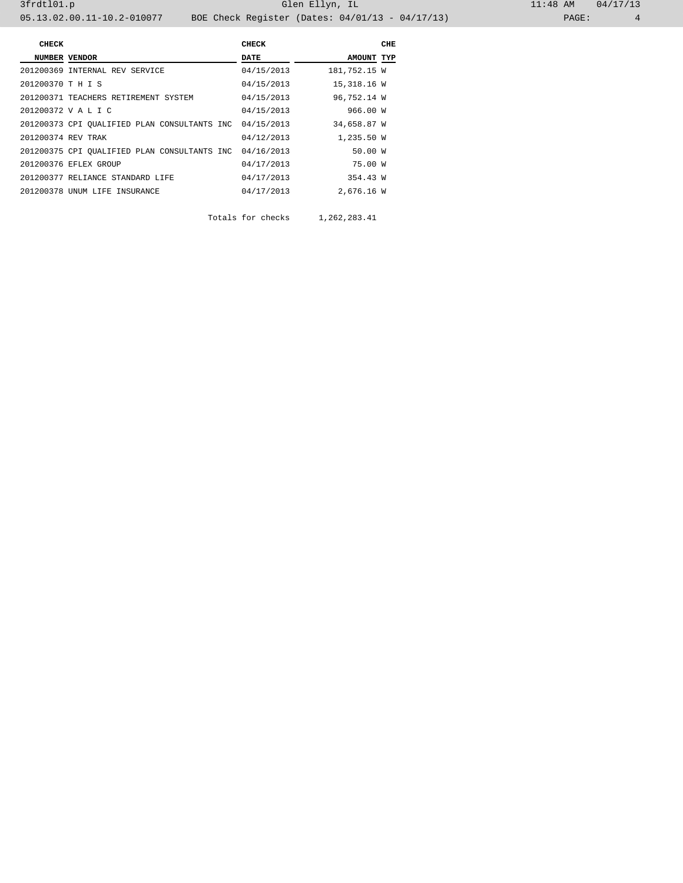| CHECK NUMBER | VENDOR | CHECK DATE | AMOUNT | CHE TYP |
|---|---|---|---|---|
| 201200369 | INTERNAL REV SERVICE | 04/15/2013 | 181,752.15 | W |
| 201200370 | T H I S | 04/15/2013 | 15,318.16 | W |
| 201200371 | TEACHERS RETIREMENT SYSTEM | 04/15/2013 | 96,752.14 | W |
| 201200372 | V A L I C | 04/15/2013 | 966.00 | W |
| 201200373 | CPI QUALIFIED PLAN CONSULTANTS INC | 04/15/2013 | 34,658.87 | W |
| 201200374 | REV TRAK | 04/12/2013 | 1,235.50 | W |
| 201200375 | CPI QUALIFIED PLAN CONSULTANTS INC | 04/16/2013 | 50.00 | W |
| 201200376 | EFLEX GROUP | 04/17/2013 | 75.00 | W |
| 201200377 | RELIANCE STANDARD LIFE | 04/17/2013 | 354.43 | W |
| 201200378 | UNUM LIFE INSURANCE | 04/17/2013 | 2,676.16 | W |
| | | Totals for checks | 1,262,283.41 | |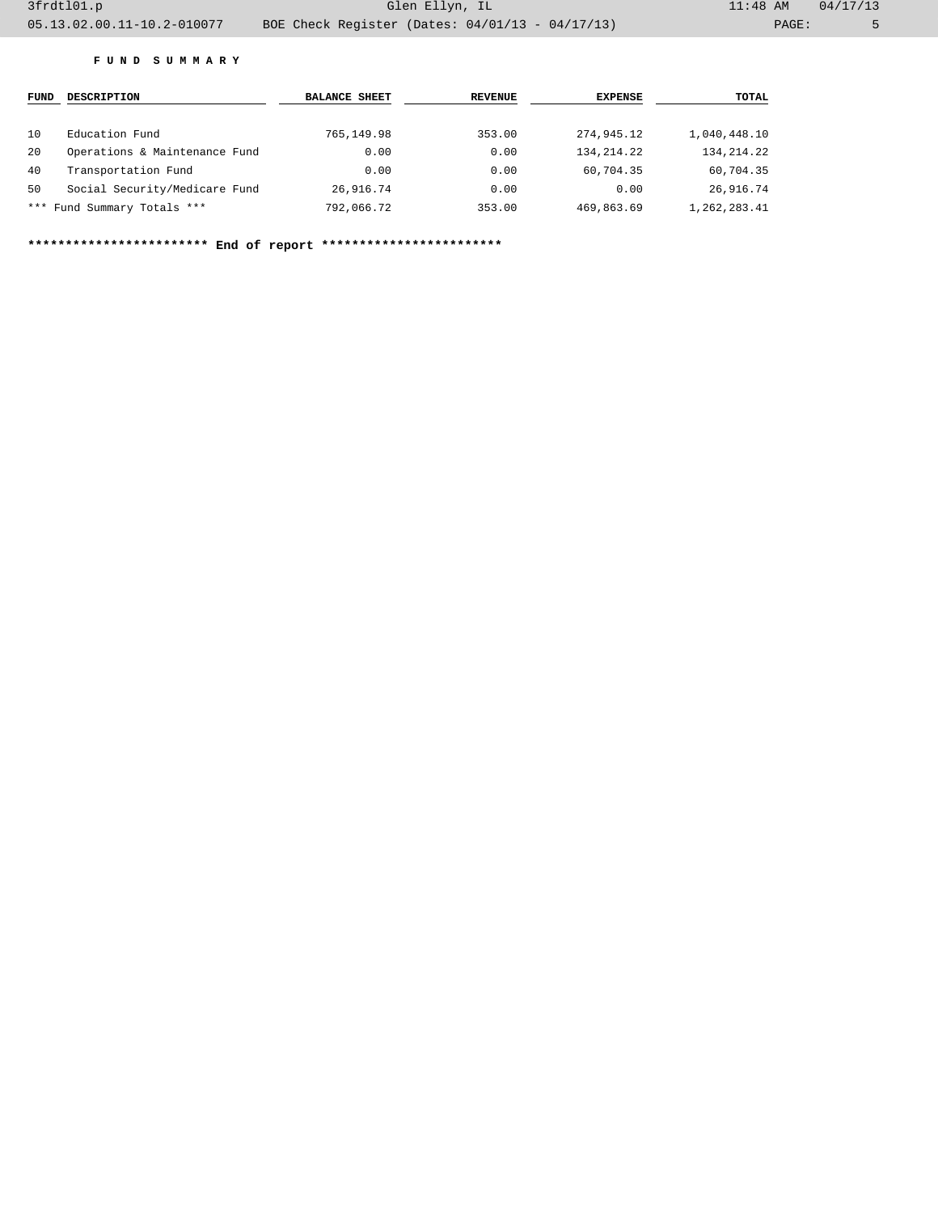**F U N D S U M M A R Y**

| FUND | DESCRIPTION | BALANCE SHEET | REVENUE | EXPENSE | TOTAL |
|---|---|---|---|---|---|
| 10 | Education Fund | 765,149.98 | 353.00 | 274,945.12 | 1,040,448.10 |
| 20 | Operations & Maintenance Fund | 0.00 | 0.00 | 134,214.22 | 134,214.22 |
| 40 | Transportation Fund | 0.00 | 0.00 | 60,704.35 | 60,704.35 |
| 50 | Social Security/Medicare Fund | 26,916.74 | 0.00 | 0.00 | 26,916.74 |
| *** Fund Summary Totals *** | | 792,066.72 | 353.00 | 469,863.69 | 1,262,283.41 |

**************************** End of report ****************************